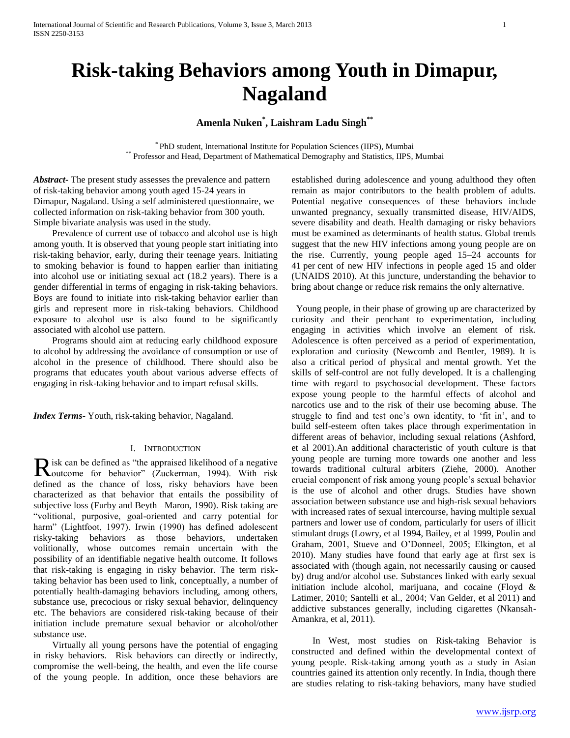# Risk-taking Behaviors among Youth in Dimapur, Nagaland

**Amenla Nuken[*], Laishram Ladu Singh[**]**

[*] PhD student, International Institute for Population Sciences (IIPS), Mumbai
[**] Professor and Head, Department of Mathematical Demography and Statistics, IIPS, Mumbai

***Abstract-*** The present study assesses the prevalence and pattern of risk-taking behavior among youth aged 15-24 years in Dimapur, Nagaland. Using a self administered questionnaire, we collected information on risk-taking behavior from 300 youth. Simple bivariate analysis was used in the study.

Prevalence of current use of tobacco and alcohol use is high among youth. It is observed that young people start initiating into risk-taking behavior, early, during their teenage years. Initiating to smoking behavior is found to happen earlier than initiating into alcohol use or initiating sexual act (18.2 years). There is a gender differential in terms of engaging in risk-taking behaviors. Boys are found to initiate into risk-taking behavior earlier than girls and represent more in risk-taking behaviors. Childhood exposure to alcohol use is also found to be significantly associated with alcohol use pattern.

Programs should aim at reducing early childhood exposure to alcohol by addressing the avoidance of consumption or use of alcohol in the presence of childhood. There should also be programs that educates youth about various adverse effects of engaging in risk-taking behavior and to impart refusal skills.

***Index Terms*-** Youth, risk-taking behavior, Nagaland.

## I. Introduction

Risk can be defined as "the appraised likelihood of a negative outcome for behavior" (Zuckerman, 1994). With risk defined as the chance of loss, risky behaviors have been characterized as that behavior that entails the possibility of subjective loss (Furby and Beyth –Maron, 1990). Risk taking are "volitional, purposive, goal-oriented and carry potential for harm" (Lightfoot, 1997). Irwin (1990) has defined adolescent risky-taking behaviors as those behaviors, undertaken volitionally, whose outcomes remain uncertain with the possibility of an identifiable negative health outcome. It follows that risk-taking is engaging in risky behavior. The term risk-taking behavior has been used to link, conceptually, a number of potentially health-damaging behaviors including, among others, substance use, precocious or risky sexual behavior, delinquency etc. The behaviors are considered risk-taking because of their initiation include premature sexual behavior or alcohol/other substance use.

Virtually all young persons have the potential of engaging in risky behaviors. Risk behaviors can directly or indirectly, compromise the well-being, the health, and even the life course of the young people. In addition, once these behaviors are established during adolescence and young adulthood they often remain as major contributors to the health problem of adults. Potential negative consequences of these behaviors include unwanted pregnancy, sexually transmitted disease, HIV/AIDS, severe disability and death. Health damaging or risky behaviors must be examined as determinants of health status. Global trends suggest that the new HIV infections among young people are on the rise. Currently, young people aged 15–24 accounts for 41 per cent of new HIV infections in people aged 15 and older (UNAIDS 2010). At this juncture, understanding the behavior to bring about change or reduce risk remains the only alternative.

Young people, in their phase of growing up are characterized by curiosity and their penchant to experimentation, including engaging in activities which involve an element of risk. Adolescence is often perceived as a period of experimentation, exploration and curiosity (Newcomb and Bentler, 1989). It is also a critical period of physical and mental growth. Yet the skills of self-control are not fully developed. It is a challenging time with regard to psychosocial development. These factors expose young people to the harmful effects of alcohol and narcotics use and to the risk of their use becoming abuse. The struggle to find and test one's own identity, to 'fit in', and to build self-esteem often takes place through experimentation in different areas of behavior, including sexual relations (Ashford, et al 2001).An additional characteristic of youth culture is that young people are turning more towards one another and less towards traditional cultural arbiters (Ziehe, 2000). Another crucial component of risk among young people's sexual behavior is the use of alcohol and other drugs. Studies have shown association between substance use and high-risk sexual behaviors with increased rates of sexual intercourse, having multiple sexual partners and lower use of condom, particularly for users of illicit stimulant drugs (Lowry, et al 1994, Bailey, et al 1999, Poulin and Graham, 2001, Stueve and O'Donneel, 2005; Elkington, et al 2010). Many studies have found that early age at first sex is associated with (though again, not necessarily causing or caused by) drug and/or alcohol use. Substances linked with early sexual initiation include alcohol, marijuana, and cocaine (Floyd & Latimer, 2010; Santelli et al., 2004; Van Gelder, et al 2011) and addictive substances generally, including cigarettes (Nkansah-Amankra, et al, 2011).

In West, most studies on Risk-taking Behavior is constructed and defined within the developmental context of young people. Risk-taking among youth as a study in Asian countries gained its attention only recently. In India, though there are studies relating to risk-taking behaviors, many have studied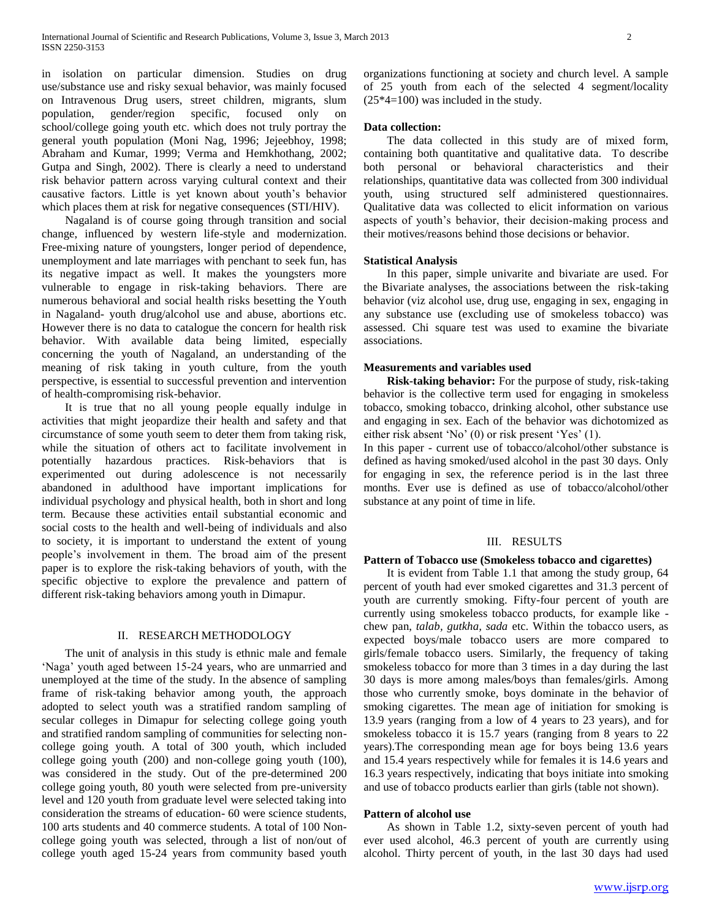in isolation on particular dimension. Studies on drug use/substance use and risky sexual behavior, was mainly focused on Intravenous Drug users, street children, migrants, slum population, gender/region specific, focused only on school/college going youth etc. which does not truly portray the general youth population (Moni Nag, 1996; Jejeebhoy, 1998; Abraham and Kumar, 1999; Verma and Hemkhothang, 2002; Gutpa and Singh, 2002). There is clearly a need to understand risk behavior pattern across varying cultural context and their causative factors. Little is yet known about youth's behavior which places them at risk for negative consequences (STI/HIV).

Nagaland is of course going through transition and social change, influenced by western life-style and modernization. Free-mixing nature of youngsters, longer period of dependence, unemployment and late marriages with penchant to seek fun, has its negative impact as well. It makes the youngsters more vulnerable to engage in risk-taking behaviors. There are numerous behavioral and social health risks besetting the Youth in Nagaland- youth drug/alcohol use and abuse, abortions etc. However there is no data to catalogue the concern for health risk behavior. With available data being limited, especially concerning the youth of Nagaland, an understanding of the meaning of risk taking in youth culture, from the youth perspective, is essential to successful prevention and intervention of health-compromising risk-behavior.

It is true that no all young people equally indulge in activities that might jeopardize their health and safety and that circumstance of some youth seem to deter them from taking risk, while the situation of others act to facilitate involvement in potentially hazardous practices. Risk-behaviors that is experimented out during adolescence is not necessarily abandoned in adulthood have important implications for individual psychology and physical health, both in short and long term. Because these activities entail substantial economic and social costs to the health and well-being of individuals and also to society, it is important to understand the extent of young people's involvement in them. The broad aim of the present paper is to explore the risk-taking behaviors of youth, with the specific objective to explore the prevalence and pattern of different risk-taking behaviors among youth in Dimapur.

## II. RESEARCH METHODOLOGY

The unit of analysis in this study is ethnic male and female 'Naga' youth aged between 15-24 years, who are unmarried and unemployed at the time of the study. In the absence of sampling frame of risk-taking behavior among youth, the approach adopted to select youth was a stratified random sampling of secular colleges in Dimapur for selecting college going youth and stratified random sampling of communities for selecting non-college going youth. A total of 300 youth, which included college going youth (200) and non-college going youth (100), was considered in the study. Out of the pre-determined 200 college going youth, 80 youth were selected from pre-university level and 120 youth from graduate level were selected taking into consideration the streams of education- 60 were science students, 100 arts students and 40 commerce students. A total of 100 Non-college going youth was selected, through a list of non/out of college youth aged 15-24 years from community based youth organizations functioning at society and church level. A sample of 25 youth from each of the selected 4 segment/locality (25*4=100) was included in the study.

### Data collection:

The data collected in this study are of mixed form, containing both quantitative and qualitative data. To describe both personal or behavioral characteristics and their relationships, quantitative data was collected from 300 individual youth, using structured self administered questionnaires. Qualitative data was collected to elicit information on various aspects of youth's behavior, their decision-making process and their motives/reasons behind those decisions or behavior.

### Statistical Analysis

In this paper, simple univarite and bivariate are used. For the Bivariate analyses, the associations between the risk-taking behavior (viz alcohol use, drug use, engaging in sex, engaging in any substance use (excluding use of smokeless tobacco) was assessed. Chi square test was used to examine the bivariate associations.

### Measurements and variables used

**Risk-taking behavior:** For the purpose of study, risk-taking behavior is the collective term used for engaging in smokeless tobacco, smoking tobacco, drinking alcohol, other substance use and engaging in sex. Each of the behavior was dichotomized as either risk absent 'No' (0) or risk present 'Yes' (1).

In this paper - current use of tobacco/alcohol/other substance is defined as having smoked/used alcohol in the past 30 days. Only for engaging in sex, the reference period is in the last three months. Ever use is defined as use of tobacco/alcohol/other substance at any point of time in life.

## III. RESULTS

### Pattern of Tobacco use (Smokeless tobacco and cigarettes)

It is evident from Table 1.1 that among the study group, 64 percent of youth had ever smoked cigarettes and 31.3 percent of youth are currently smoking. Fifty-four percent of youth are currently using smokeless tobacco products, for example like - chew pan, *talab, gutkha, sada* etc. Within the tobacco users, as expected boys/male tobacco users are more compared to girls/female tobacco users. Similarly, the frequency of taking smokeless tobacco for more than 3 times in a day during the last 30 days is more among males/boys than females/girls. Among those who currently smoke, boys dominate in the behavior of smoking cigarettes. The mean age of initiation for smoking is 13.9 years (ranging from a low of 4 years to 23 years), and for smokeless tobacco it is 15.7 years (ranging from 8 years to 22 years).The corresponding mean age for boys being 13.6 years and 15.4 years respectively while for females it is 14.6 years and 16.3 years respectively, indicating that boys initiate into smoking and use of tobacco products earlier than girls (table not shown).

### Pattern of alcohol use

As shown in Table 1.2, sixty-seven percent of youth had ever used alcohol, 46.3 percent of youth are currently using alcohol. Thirty percent of youth, in the last 30 days had used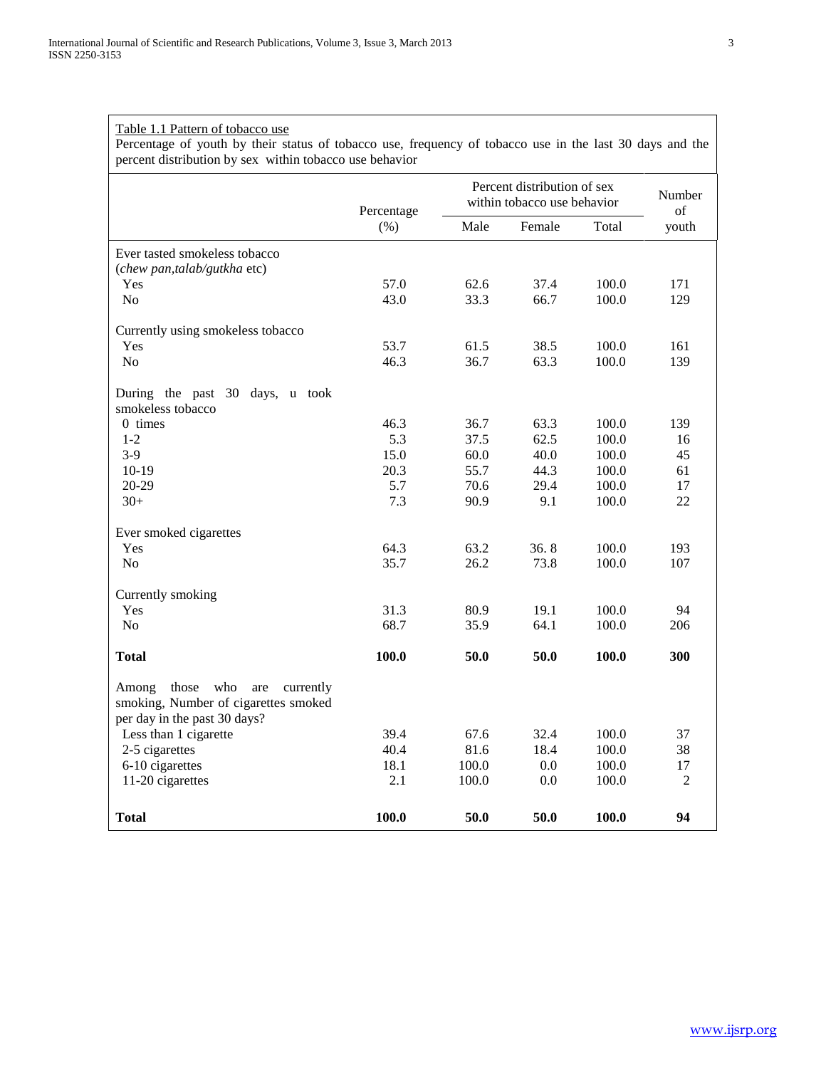Table 1.1 Pattern of tobacco use

Percentage of youth by their status of tobacco use, frequency of tobacco use in the last 30 days and the percent distribution by sex within tobacco use behavior

| | Percentage (%) | Percent distribution of sex within tobacco use behavior | | | Number of youth |
|---|---|---|---|---|---|
| | | Male | Female | Total | |
| Ever tasted smokeless tobacco (*chew pan,talab/gutkha* etc) | | | | | |
| Yes | 57.0 | 62.6 | 37.4 | 100.0 | 171 |
| No | 43.0 | 33.3 | 66.7 | 100.0 | 129 |
| Currently using smokeless tobacco | | | | | |
| Yes | 53.7 | 61.5 | 38.5 | 100.0 | 161 |
| No | 46.3 | 36.7 | 63.3 | 100.0 | 139 |
| During the past 30 days, u took smokeless tobacco | | | | | |
| 0 times | 46.3 | 36.7 | 63.3 | 100.0 | 139 |
| 1-2 | 5.3 | 37.5 | 62.5 | 100.0 | 16 |
| 3-9 | 15.0 | 60.0 | 40.0 | 100.0 | 45 |
| 10-19 | 20.3 | 55.7 | 44.3 | 100.0 | 61 |
| 20-29 | 5.7 | 70.6 | 29.4 | 100.0 | 17 |
| 30+ | 7.3 | 90.9 | 9.1 | 100.0 | 22 |
| Ever smoked cigarettes | | | | | |
| Yes | 64.3 | 63.2 | 36. 8 | 100.0 | 193 |
| No | 35.7 | 26.2 | 73.8 | 100.0 | 107 |
| Currently smoking | | | | | |
| Yes | 31.3 | 80.9 | 19.1 | 100.0 | 94 |
| No | 68.7 | 35.9 | 64.1 | 100.0 | 206 |
| **Total** | **100.0** | **50.0** | **50.0** | **100.0** | **300** |
| Among those who are currently smoking, Number of cigarettes smoked per day in the past 30 days? | | | | | |
| Less than 1 cigarette | 39.4 | 67.6 | 32.4 | 100.0 | 37 |
| 2-5 cigarettes | 40.4 | 81.6 | 18.4 | 100.0 | 38 |
| 6-10 cigarettes | 18.1 | 100.0 | 0.0 | 100.0 | 17 |
| 11-20 cigarettes | 2.1 | 100.0 | 0.0 | 100.0 | 2 |
| **Total** | **100.0** | **50.0** | **50.0** | **100.0** | **94** |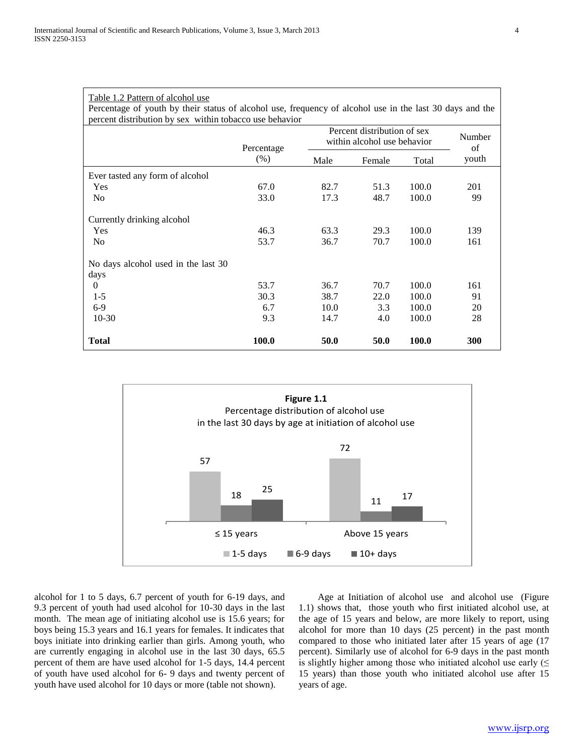Table 1.2 Pattern of alcohol use

Percentage of youth by their status of alcohol use, frequency of alcohol use in the last 30 days and the percent distribution by sex within tobacco use behavior

| | Percentage (%) | Percent distribution of sex within alcohol use behavior | | | Number of youth |
|---|---|---|---|---|---|
| | | Male | Female | Total | |
| Ever tasted any form of alcohol | | | | | |
| Yes | 67.0 | 82.7 | 51.3 | 100.0 | 201 |
| No | 33.0 | 17.3 | 48.7 | 100.0 | 99 |
| Currently drinking alcohol | | | | | |
| Yes | 46.3 | 63.3 | 29.3 | 100.0 | 139 |
| No | 53.7 | 36.7 | 70.7 | 100.0 | 161 |
| No days alcohol used in the last 30 days | | | | | |
| 0 | 53.7 | 36.7 | 70.7 | 100.0 | 161 |
| 1-5 | 30.3 | 38.7 | 22.0 | 100.0 | 91 |
| 6-9 | 6.7 | 10.0 | 3.3 | 100.0 | 20 |
| 10-30 | 9.3 | 14.7 | 4.0 | 100.0 | 28 |
| **Total** | **100.0** | **50.0** | **50.0** | **100.0** | **300** |

**Figure 1.1**
Percentage distribution of alcohol use in the last 30 days by age at initiation of alcohol use

| | 1-5 days | 6-9 days | 10+ days |
|---|---|---|---|
| ≤ 15 years | 57 | 18 | 25 |
| Above 15 years | 72 | 11 | 17 |

alcohol for 1 to 5 days, 6.7 percent of youth for 6-19 days, and 9.3 percent of youth had used alcohol for 10-30 days in the last month. The mean age of initiating alcohol use is 15.6 years; for boys being 15.3 years and 16.1 years for females. It indicates that boys initiate into drinking earlier than girls. Among youth, who are currently engaging in alcohol use in the last 30 days, 65.5 percent of them are have used alcohol for 1-5 days, 14.4 percent of youth have used alcohol for 6- 9 days and twenty percent of youth have used alcohol for 10 days or more (table not shown).

Age at Initiation of alcohol use and alcohol use (Figure 1.1) shows that, those youth who first initiated alcohol use, at the age of 15 years and below, are more likely to report, using alcohol for more than 10 days (25 percent) in the past month compared to those who initiated later after 15 years of age (17 percent). Similarly use of alcohol for 6-9 days in the past month is slightly higher among those who initiated alcohol use early (≤ 15 years) than those youth who initiated alcohol use after 15 years of age.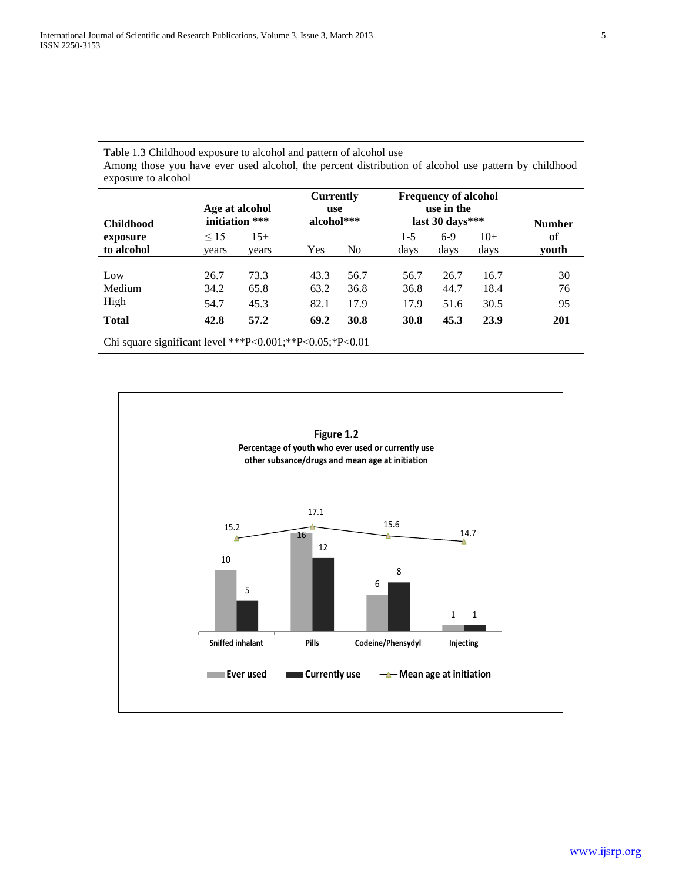Table 1.3 Childhood exposure to alcohol and pattern of alcohol use

Among those you have ever used alcohol, the percent distribution of alcohol use pattern by childhood exposure to alcohol

| Childhood exposure to alcohol | Age at alcohol initiation *** | | Currently use alcohol*** | | Frequency of alcohol use in the last 30 days*** | | | Number of youth |
|---|---|---|---|---|---|---|---|---|
| | ≤ 15 years | 15+ years | Yes | No | 1-5 days | 6-9 days | 10+ days | |
| Low | 26.7 | 73.3 | 43.3 | 56.7 | 56.7 | 26.7 | 16.7 | 30 |
| Medium | 34.2 | 65.8 | 63.2 | 36.8 | 36.8 | 44.7 | 18.4 | 76 |
| High | 54.7 | 45.3 | 82.1 | 17.9 | 17.9 | 51.6 | 30.5 | 95 |
| **Total** | **42.8** | **57.2** | **69.2** | **30.8** | **30.8** | **45.3** | **23.9** | **201** |

Chi square significant level ***P<0.001;**P<0.05;*P<0.01

**Figure 1.2**
**Percentage of youth who ever used or currently use other subsance/drugs and mean age at initiation**

| | Ever used | Currently use | Mean age at initiation |
|---|---|---|---|
| Sniffed inhalant | 10 | 5 | 15.2 |
| Pills | 16 | 12 | 17.1 |
| Codeine/Phensydyl | 6 | 8 | 15.6 |
| Injecting | 1 | 1 | 14.7 |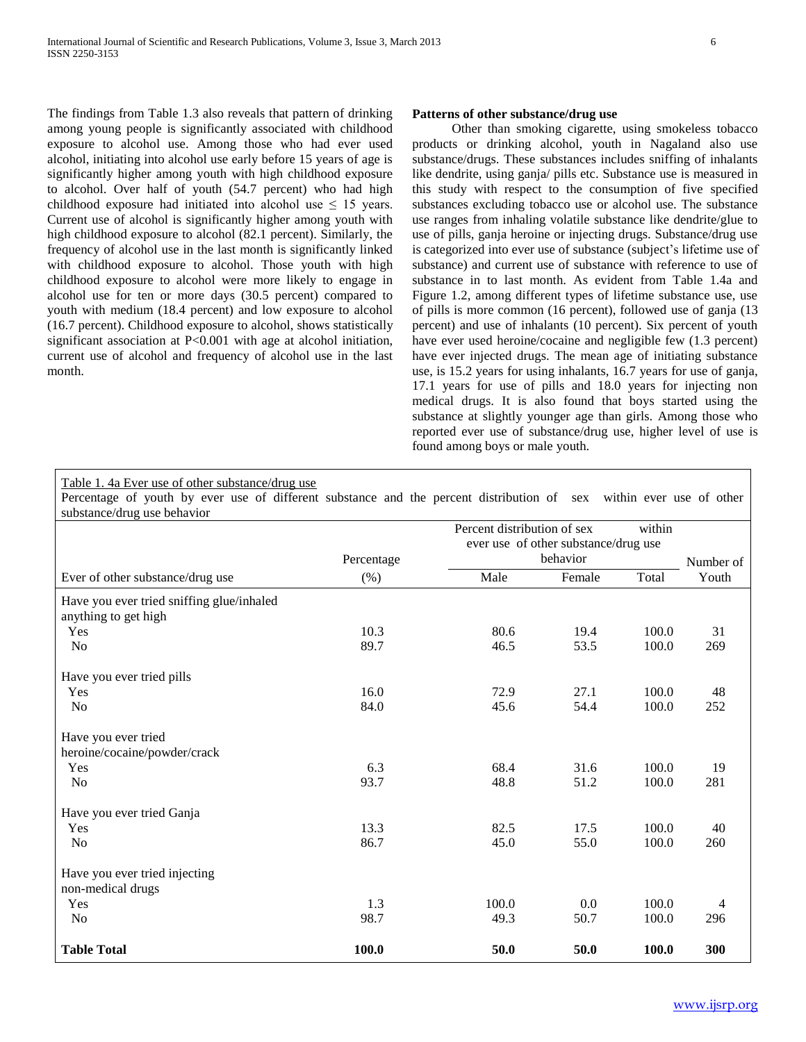The findings from Table 1.3 also reveals that pattern of drinking among young people is significantly associated with childhood exposure to alcohol use. Among those who had ever used alcohol, initiating into alcohol use early before 15 years of age is significantly higher among youth with high childhood exposure to alcohol. Over half of youth (54.7 percent) who had high childhood exposure had initiated into alcohol use ≤ 15 years. Current use of alcohol is significantly higher among youth with high childhood exposure to alcohol (82.1 percent). Similarly, the frequency of alcohol use in the last month is significantly linked with childhood exposure to alcohol. Those youth with high childhood exposure to alcohol were more likely to engage in alcohol use for ten or more days (30.5 percent) compared to youth with medium (18.4 percent) and low exposure to alcohol (16.7 percent). Childhood exposure to alcohol, shows statistically significant association at $P<0.001$ with age at alcohol initiation, current use of alcohol and frequency of alcohol use in the last month.

**Patterns of other substance/drug use**

Other than smoking cigarette, using smokeless tobacco products or drinking alcohol, youth in Nagaland also use substance/drugs. These substances includes sniffing of inhalants like dendrite, using ganja/ pills etc. Substance use is measured in this study with respect to the consumption of five specified substances excluding tobacco use or alcohol use. The substance use ranges from inhaling volatile substance like dendrite/glue to use of pills, ganja heroine or injecting drugs. Substance/drug use is categorized into ever use of substance (subject's lifetime use of substance) and current use of substance with reference to use of substance in to last month. As evident from Table 1.4a and Figure 1.2, among different types of lifetime substance use, use of pills is more common (16 percent), followed use of ganja (13 percent) and use of inhalants (10 percent). Six percent of youth have ever used heroine/cocaine and negligible few (1.3 percent) have ever injected drugs. The mean age of initiating substance use, is 15.2 years for using inhalants, 16.7 years for use of ganja, 17.1 years for use of pills and 18.0 years for injecting non medical drugs. It is also found that boys started using the substance at slightly younger age than girls. Among those who reported ever use of substance/drug use, higher level of use is found among boys or male youth.

Table 1. 4a Ever use of other substance/drug use

Percentage of youth by ever use of different substance and the percent distribution of sex within ever use of other substance/drug use behavior

| Ever of other substance/drug use | Percentage (%) | Percent distribution of sex within ever use of other substance/drug use behavior | | | Number of Youth |
|---|---|---|---|---|---|
| | | Male | Female | Total | |
| Have you ever tried sniffing glue/inhaled anything to get high | | | | | |
| Yes | 10.3 | 80.6 | 19.4 | 100.0 | 31 |
| No | 89.7 | 46.5 | 53.5 | 100.0 | 269 |
| Have you ever tried pills | | | | | |
| Yes | 16.0 | 72.9 | 27.1 | 100.0 | 48 |
| No | 84.0 | 45.6 | 54.4 | 100.0 | 252 |
| Have you ever tried heroine/cocaine/powder/crack | | | | | |
| Yes | 6.3 | 68.4 | 31.6 | 100.0 | 19 |
| No | 93.7 | 48.8 | 51.2 | 100.0 | 281 |
| Have you ever tried Ganja | | | | | |
| Yes | 13.3 | 82.5 | 17.5 | 100.0 | 40 |
| No | 86.7 | 45.0 | 55.0 | 100.0 | 260 |
| Have you ever tried injecting non-medical drugs | | | | | |
| Yes | 1.3 | 100.0 | 0.0 | 100.0 | 4 |
| No | 98.7 | 49.3 | 50.7 | 100.0 | 296 |
| **Table Total** | **100.0** | **50.0** | **50.0** | **100.0** | **300** |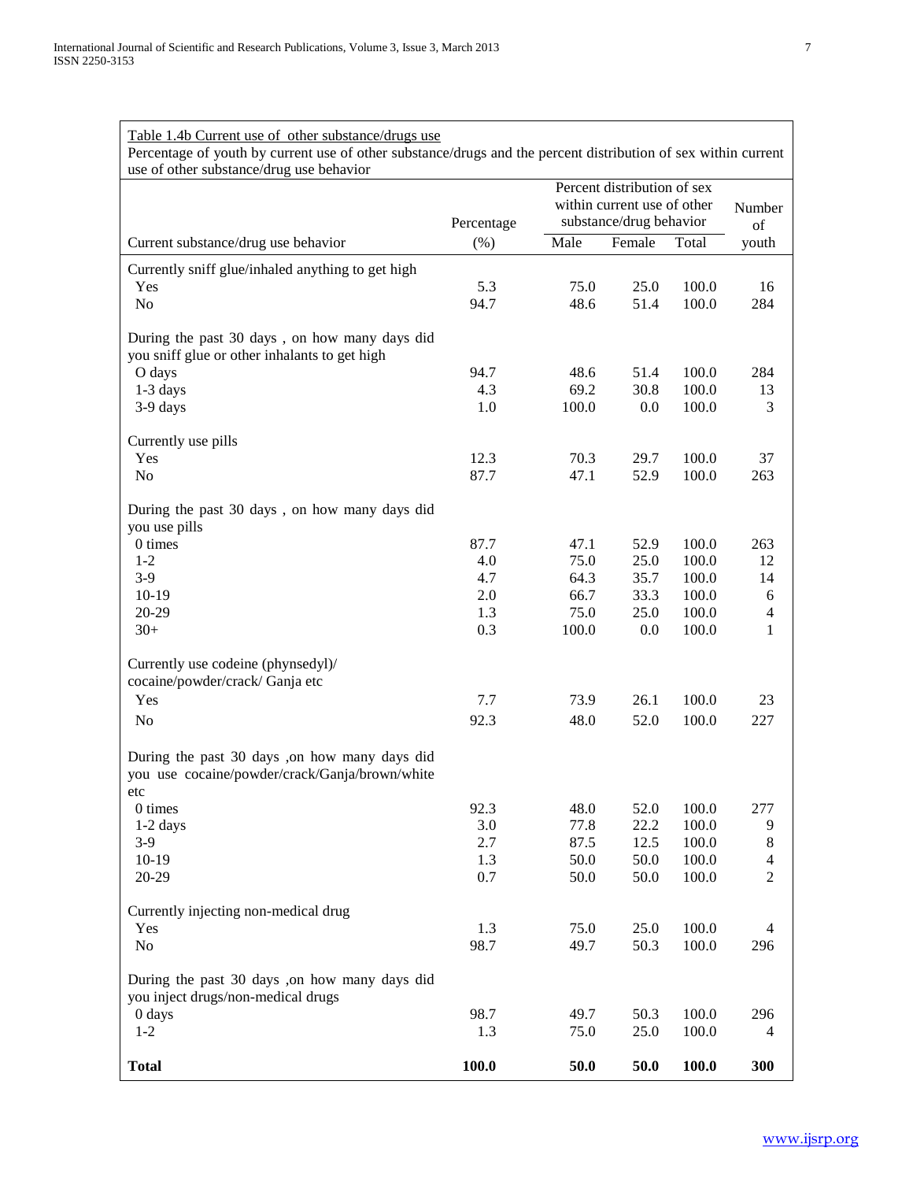Table 1.4b Current use of other substance/drugs use

Percentage of youth by current use of other substance/drugs and the percent distribution of sex within current use of other substance/drug use behavior

| Current substance/drug use behavior | Percentage (%) | Percent distribution of sex within current use of other substance/drug behavior | | | Number of youth |
|---|---|---|---|---|---|
| | | Male | Female | Total | |
| **Currently sniff glue/inhaled anything to get high** | | | | | |
| Yes | 5.3 | 75.0 | 25.0 | 100.0 | 16 |
| No | 94.7 | 48.6 | 51.4 | 100.0 | 284 |
| **During the past 30 days , on how many days did you sniff glue or other inhalants to get high** | | | | | |
| O days | 94.7 | 48.6 | 51.4 | 100.0 | 284 |
| 1-3 days | 4.3 | 69.2 | 30.8 | 100.0 | 13 |
| 3-9 days | 1.0 | 100.0 | 0.0 | 100.0 | 3 |
| **Currently use pills** | | | | | |
| Yes | 12.3 | 70.3 | 29.7 | 100.0 | 37 |
| No | 87.7 | 47.1 | 52.9 | 100.0 | 263 |
| **During the past 30 days , on how many days did you use pills** | | | | | |
| 0 times | 87.7 | 47.1 | 52.9 | 100.0 | 263 |
| 1-2 | 4.0 | 75.0 | 25.0 | 100.0 | 12 |
| 3-9 | 4.7 | 64.3 | 35.7 | 100.0 | 14 |
| 10-19 | 2.0 | 66.7 | 33.3 | 100.0 | 6 |
| 20-29 | 1.3 | 75.0 | 25.0 | 100.0 | 4 |
| 30+ | 0.3 | 100.0 | 0.0 | 100.0 | 1 |
| **Currently use codeine (phynsedyl)/ cocaine/powder/crack/ Ganja etc** | | | | | |
| Yes | 7.7 | 73.9 | 26.1 | 100.0 | 23 |
| No | 92.3 | 48.0 | 52.0 | 100.0 | 227 |
| **During the past 30 days ,on how many days did you use cocaine/powder/crack/Ganja/brown/white etc** | | | | | |
| 0 times | 92.3 | 48.0 | 52.0 | 100.0 | 277 |
| 1-2 days | 3.0 | 77.8 | 22.2 | 100.0 | 9 |
| 3-9 | 2.7 | 87.5 | 12.5 | 100.0 | 8 |
| 10-19 | 1.3 | 50.0 | 50.0 | 100.0 | 4 |
| 20-29 | 0.7 | 50.0 | 50.0 | 100.0 | 2 |
| **Currently injecting non-medical drug** | | | | | |
| Yes | 1.3 | 75.0 | 25.0 | 100.0 | 4 |
| No | 98.7 | 49.7 | 50.3 | 100.0 | 296 |
| **During the past 30 days ,on how many days did you inject drugs/non-medical drugs** | | | | | |
| 0 days | 98.7 | 49.7 | 50.3 | 100.0 | 296 |
| 1-2 | 1.3 | 75.0 | 25.0 | 100.0 | 4 |
| **Total** | **100.0** | **50.0** | **50.0** | **100.0** | **300** |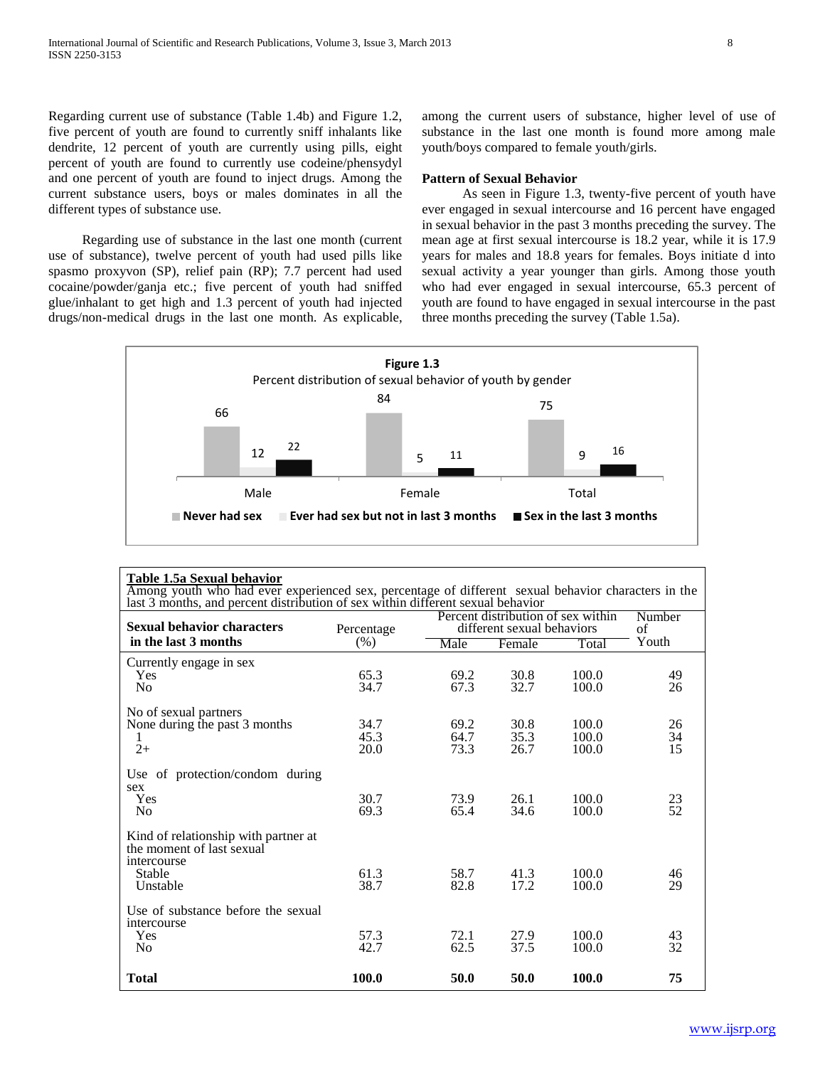Regarding current use of substance (Table 1.4b) and Figure 1.2, five percent of youth are found to currently sniff inhalants like dendrite, 12 percent of youth are currently using pills, eight percent of youth are found to currently use codeine/phensydyl and one percent of youth are found to inject drugs. Among the current substance users, boys or males dominates in all the different types of substance use.

Regarding use of substance in the last one month (current use of substance), twelve percent of youth had used pills like spasmo proxyvon (SP), relief pain (RP); 7.7 percent had used cocaine/powder/ganja etc.; five percent of youth had sniffed glue/inhalant to get high and 1.3 percent of youth had injected drugs/non-medical drugs in the last one month. As explicable, among the current users of substance, higher level of use of substance in the last one month is found more among male youth/boys compared to female youth/girls.

**Pattern of Sexual Behavior**

As seen in Figure 1.3, twenty-five percent of youth have ever engaged in sexual intercourse and 16 percent have engaged in sexual behavior in the past 3 months preceding the survey. The mean age at first sexual intercourse is 18.2 year, while it is 17.9 years for males and 18.8 years for females. Boys initiate d into sexual activity a year younger than girls. Among those youth who had ever engaged in sexual intercourse, 65.3 percent of youth are found to have engaged in sexual intercourse in the past three months preceding the survey (Table 1.5a).

**Figure 1.3**
Percent distribution of sexual behavior of youth by gender

| | Never had sex | Ever had sex but not in last 3 months | Sex in the last 3 months |
|---|---|---|---|
| Male | 66 | 12 | 22 |
| Female | 84 | 5 | 11 |
| Total | 75 | 9 | 16 |

**Table 1.5a Sexual behavior**

Among youth who had ever experienced sex, percentage of different sexual behavior characters in the last 3 months, and percent distribution of sex within different sexual behavior

| Sexual behavior characters in the last 3 months | Percentage (%) | Percent distribution of sex within different sexual behaviors | | | Number of Youth |
|---|---|---|---|---|---|
| | | Male | Female | Total | |
| Currently engage in sex | | | | | |
| Yes | 65.3 | 69.2 | 30.8 | 100.0 | 49 |
| No | 34.7 | 67.3 | 32.7 | 100.0 | 26 |
| No of sexual partners | | | | | |
| None during the past 3 months | 34.7 | 69.2 | 30.8 | 100.0 | 26 |
| 1 | 45.3 | 64.7 | 35.3 | 100.0 | 34 |
| 2+ | 20.0 | 73.3 | 26.7 | 100.0 | 15 |
| Use of protection/condom during sex | | | | | |
| Yes | 30.7 | 73.9 | 26.1 | 100.0 | 23 |
| No | 69.3 | 65.4 | 34.6 | 100.0 | 52 |
| Kind of relationship with partner at the moment of last sexual intercourse | | | | | |
| Stable | 61.3 | 58.7 | 41.3 | 100.0 | 46 |
| Unstable | 38.7 | 82.8 | 17.2 | 100.0 | 29 |
| Use of substance before the sexual intercourse | | | | | |
| Yes | 57.3 | 72.1 | 27.9 | 100.0 | 43 |
| No | 42.7 | 62.5 | 37.5 | 100.0 | 32 |
| **Total** | **100.0** | **50.0** | **50.0** | **100.0** | **75** |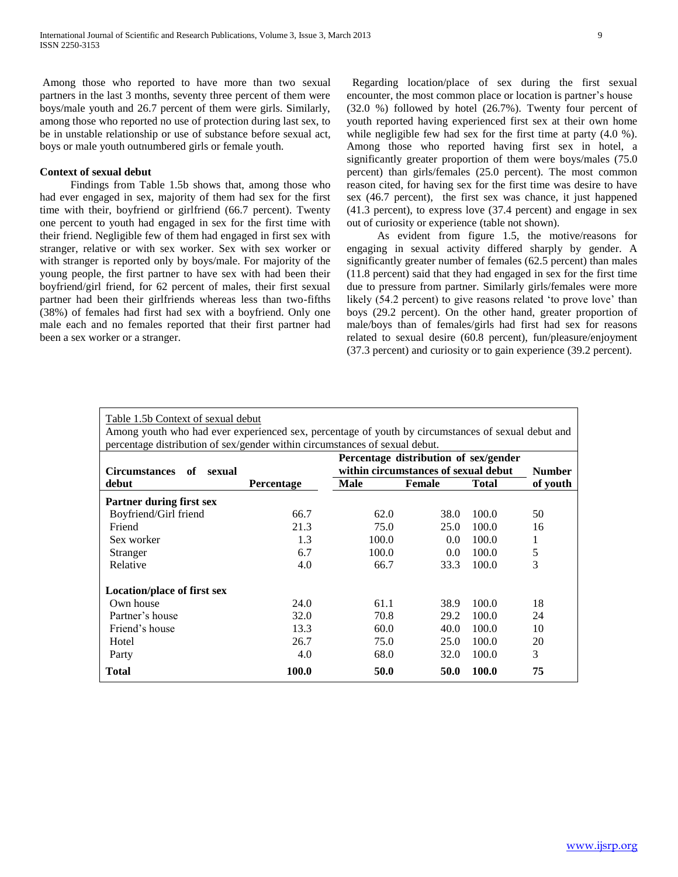Among those who reported to have more than two sexual partners in the last 3 months, seventy three percent of them were boys/male youth and 26.7 percent of them were girls. Similarly, among those who reported no use of protection during last sex, to be in unstable relationship or use of substance before sexual act, boys or male youth outnumbered girls or female youth.

**Context of sexual debut**

Findings from Table 1.5b shows that, among those who had ever engaged in sex, majority of them had sex for the first time with their, boyfriend or girlfriend (66.7 percent). Twenty one percent to youth had engaged in sex for the first time with their friend. Negligible few of them had engaged in first sex with stranger, relative or with sex worker. Sex with sex worker or with stranger is reported only by boys/male. For majority of the young people, the first partner to have sex with had been their boyfriend/girl friend, for 62 percent of males, their first sexual partner had been their girlfriends whereas less than two-fifths (38%) of females had first had sex with a boyfriend. Only one male each and no females reported that their first partner had been a sex worker or a stranger.

Regarding location/place of sex during the first sexual encounter, the most common place or location is partner's house (32.0 %) followed by hotel (26.7%). Twenty four percent of youth reported having experienced first sex at their own home while negligible few had sex for the first time at party (4.0 %). Among those who reported having first sex in hotel, a significantly greater proportion of them were boys/males (75.0 percent) than girls/females (25.0 percent). The most common reason cited, for having sex for the first time was desire to have sex (46.7 percent), the first sex was chance, it just happened (41.3 percent), to express love (37.4 percent) and engage in sex out of curiosity or experience (table not shown).

As evident from figure 1.5, the motive/reasons for engaging in sexual activity differed sharply by gender. A significantly greater number of females (62.5 percent) than males (11.8 percent) said that they had engaged in sex for the first time due to pressure from partner. Similarly girls/females were more likely (54.2 percent) to give reasons related 'to prove love' than boys (29.2 percent). On the other hand, greater proportion of male/boys than of females/girls had first had sex for reasons related to sexual desire (60.8 percent), fun/pleasure/enjoyment (37.3 percent) and curiosity or to gain experience (39.2 percent).

Table 1.5b Context of sexual debut

Among youth who had ever experienced sex, percentage of youth by circumstances of sexual debut and percentage distribution of sex/gender within circumstances of sexual debut.

| Circumstances of sexual debut | Percentage | Percentage distribution of sex/gender within circumstances of sexual debut | | | Number of youth |
|---|---|---|---|---|---|
| | | Male | Female | Total | |
| **Partner during first sex** | | | | | |
| Boyfriend/Girl friend | 66.7 | 62.0 | 38.0 | 100.0 | 50 |
| Friend | 21.3 | 75.0 | 25.0 | 100.0 | 16 |
| Sex worker | 1.3 | 100.0 | 0.0 | 100.0 | 1 |
| Stranger | 6.7 | 100.0 | 0.0 | 100.0 | 5 |
| Relative | 4.0 | 66.7 | 33.3 | 100.0 | 3 |
| **Location/place of first sex** | | | | | |
| Own house | 24.0 | 61.1 | 38.9 | 100.0 | 18 |
| Partner's house | 32.0 | 70.8 | 29.2 | 100.0 | 24 |
| Friend's house | 13.3 | 60.0 | 40.0 | 100.0 | 10 |
| Hotel | 26.7 | 75.0 | 25.0 | 100.0 | 20 |
| Party | 4.0 | 68.0 | 32.0 | 100.0 | 3 |
| **Total** | **100.0** | **50.0** | **50.0** | **100.0** | **75** |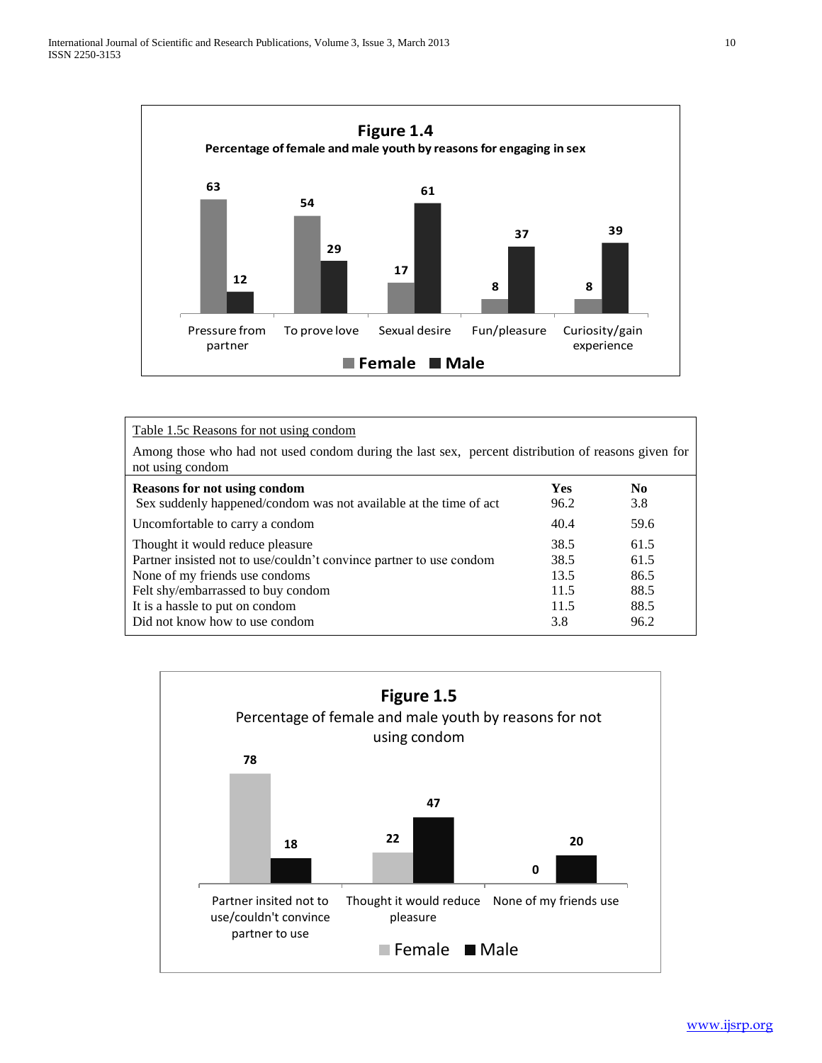**Figure 1.4**

**Percentage of female and male youth by reasons for engaging in sex**

| Reason | Female | Male |
|---|---|---|
| Pressure from partner | 63 | 12 |
| To prove love | 54 | 29 |
| Sexual desire | 17 | 61 |
| Fun/pleasure | 8 | 37 |
| Curiosity/gain experience | 8 | 39 |

Table 1.5c Reasons for not using condom

Among those who had not used condom during the last sex, percent distribution of reasons given for not using condom

| **Reasons for not using condom** | **Yes** | **No** |
|---|---|---|
| Sex suddenly happened/condom was not available at the time of act | 96.2 | 3.8 |
| Uncomfortable to carry a condom | 40.4 | 59.6 |
| Thought it would reduce pleasure | 38.5 | 61.5 |
| Partner insisted not to use/couldn't convince partner to use condom | 38.5 | 61.5 |
| None of my friends use condoms | 13.5 | 86.5 |
| Felt shy/embarrassed to buy condom | 11.5 | 88.5 |
| It is a hassle to put on condom | 11.5 | 88.5 |
| Did not know how to use condom | 3.8 | 96.2 |

**Figure 1.5**

Percentage of female and male youth by reasons for not using condom

| Reason | Female | Male |
|---|---|---|
| Partner insited not to use/couldn't convince partner to use | 78 | 18 |
| Thought it would reduce pleasure | 22 | 47 |
| None of my friends use | 0 | 20 |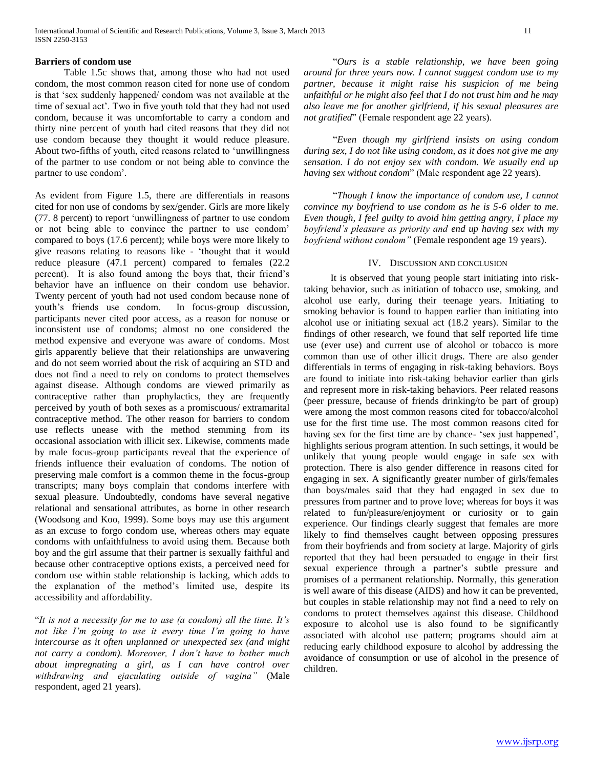**Barriers of condom use**

Table 1.5c shows that, among those who had not used condom, the most common reason cited for none use of condom is that 'sex suddenly happened/ condom was not available at the time of sexual act'. Two in five youth told that they had not used condom, because it was uncomfortable to carry a condom and thirty nine percent of youth had cited reasons that they did not use condom because they thought it would reduce pleasure. About two-fifths of youth, cited reasons related to 'unwillingness of the partner to use condom or not being able to convince the partner to use condom'.

As evident from Figure 1.5, there are differentials in reasons cited for non use of condoms by sex/gender. Girls are more likely (77. 8 percent) to report 'unwillingness of partner to use condom or not being able to convince the partner to use condom' compared to boys (17.6 percent); while boys were more likely to give reasons relating to reasons like - 'thought that it would reduce pleasure (47.1 percent) compared to females (22.2 percent). It is also found among the boys that, their friend's behavior have an influence on their condom use behavior. Twenty percent of youth had not used condom because none of youth's friends use condom. In focus-group discussion, participants never cited poor access, as a reason for nonuse or inconsistent use of condoms; almost no one considered the method expensive and everyone was aware of condoms. Most girls apparently believe that their relationships are unwavering and do not seem worried about the risk of acquiring an STD and does not find a need to rely on condoms to protect themselves against disease. Although condoms are viewed primarily as contraceptive rather than prophylactics, they are frequently perceived by youth of both sexes as a promiscuous/ extramarital contraceptive method. The other reason for barriers to condom use reflects unease with the method stemming from its occasional association with illicit sex. Likewise, comments made by male focus-group participants reveal that the experience of friends influence their evaluation of condoms. The notion of preserving male comfort is a common theme in the focus-group transcripts; many boys complain that condoms interfere with sexual pleasure. Undoubtedly, condoms have several negative relational and sensational attributes, as borne in other research (Woodsong and Koo, 1999). Some boys may use this argument as an excuse to forgo condom use, whereas others may equate condoms with unfaithfulness to avoid using them. Because both boy and the girl assume that their partner is sexually faithful and because other contraceptive options exists, a perceived need for condom use within stable relationship is lacking, which adds to the explanation of the method's limited use, despite its accessibility and affordability.

"*It is not a necessity for me to use (a condom) all the time. It's not like I'm going to use it every time I'm going to have intercourse as it often unplanned or unexpected sex (and might not carry a condom). Moreover, I don't have to bother much about impregnating a girl, as I can have control over withdrawing and ejaculating outside of vagina"* (Male respondent, aged 21 years).

"*Ours is a stable relationship, we have been going around for three years now. I cannot suggest condom use to my partner, because it might raise his suspicion of me being unfaithful or he might also feel that I do not trust him and he may also leave me for another girlfriend, if his sexual pleasures are not gratified*" (Female respondent age 22 years).

"*Even though my girlfriend insists on using condom during sex, I do not like using condom, as it does not give me any sensation. I do not enjoy sex with condom. We usually end up having sex without condom*" (Male respondent age 22 years).

"*Though I know the importance of condom use, I cannot convince my boyfriend to use condom as he is 5-6 older to me. Even though, I feel guilty to avoid him getting angry, I place my boyfriend's pleasure as priority and end up having sex with my boyfriend without condom"* (Female respondent age 19 years).

## IV. Discussion and Conclusion

It is observed that young people start initiating into risk-taking behavior, such as initiation of tobacco use, smoking, and alcohol use early, during their teenage years. Initiating to smoking behavior is found to happen earlier than initiating into alcohol use or initiating sexual act (18.2 years). Similar to the findings of other research, we found that self reported life time use (ever use) and current use of alcohol or tobacco is more common than use of other illicit drugs. There are also gender differentials in terms of engaging in risk-taking behaviors. Boys are found to initiate into risk-taking behavior earlier than girls and represent more in risk-taking behaviors. Peer related reasons (peer pressure, because of friends drinking/to be part of group) were among the most common reasons cited for tobacco/alcohol use for the first time use. The most common reasons cited for having sex for the first time are by chance- 'sex just happened', highlights serious program attention. In such settings, it would be unlikely that young people would engage in safe sex with protection. There is also gender difference in reasons cited for engaging in sex. A significantly greater number of girls/females than boys/males said that they had engaged in sex due to pressures from partner and to prove love; whereas for boys it was related to fun/pleasure/enjoyment or curiosity or to gain experience. Our findings clearly suggest that females are more likely to find themselves caught between opposing pressures from their boyfriends and from society at large. Majority of girls reported that they had been persuaded to engage in their first sexual experience through a partner's subtle pressure and promises of a permanent relationship. Normally, this generation is well aware of this disease (AIDS) and how it can be prevented, but couples in stable relationship may not find a need to rely on condoms to protect themselves against this disease. Childhood exposure to alcohol use is also found to be significantly associated with alcohol use pattern; programs should aim at reducing early childhood exposure to alcohol by addressing the avoidance of consumption or use of alcohol in the presence of children.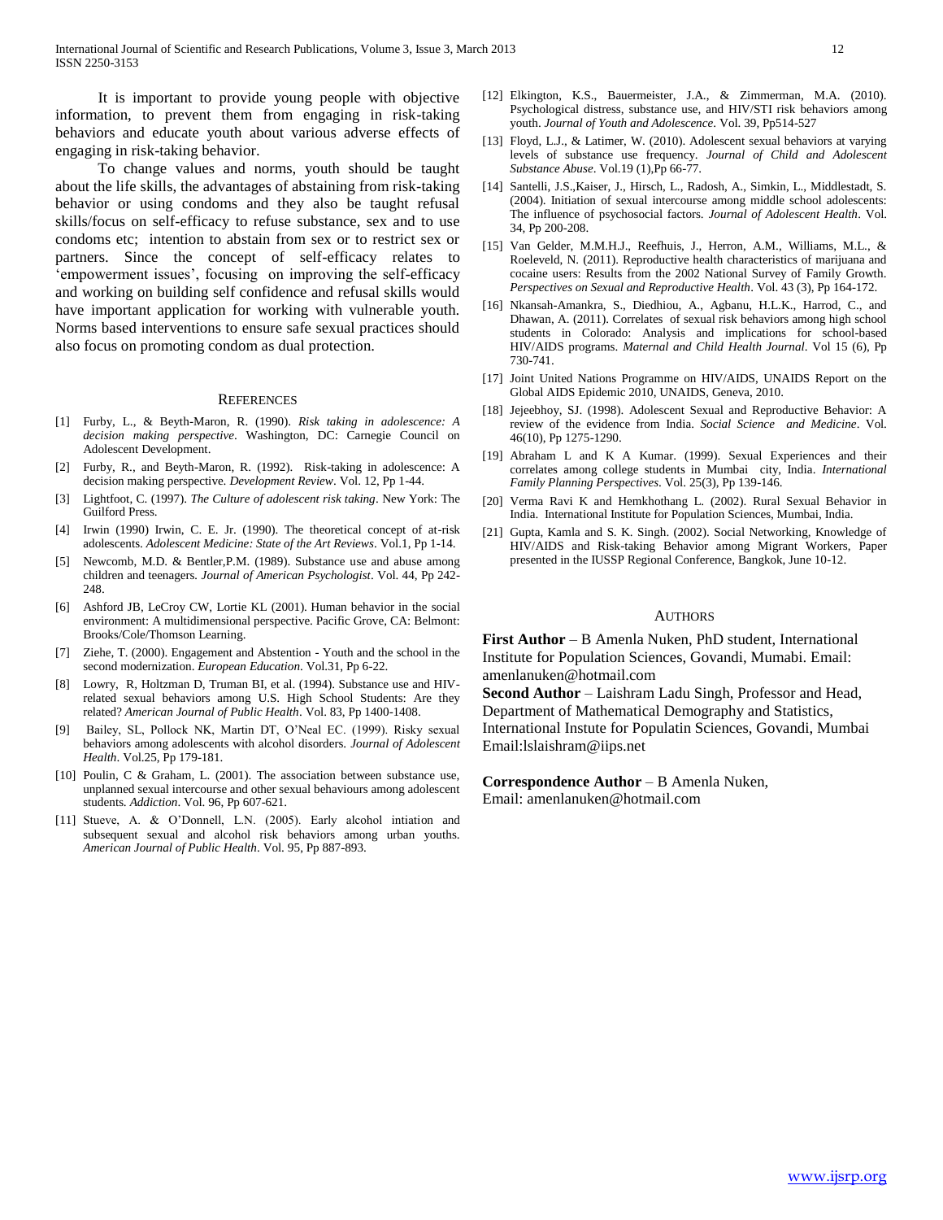It is important to provide young people with objective information, to prevent them from engaging in risk-taking behaviors and educate youth about various adverse effects of engaging in risk-taking behavior.

To change values and norms, youth should be taught about the life skills, the advantages of abstaining from risk-taking behavior or using condoms and they also be taught refusal skills/focus on self-efficacy to refuse substance, sex and to use condoms etc; intention to abstain from sex or to restrict sex or partners. Since the concept of self-efficacy relates to 'empowerment issues', focusing on improving the self-efficacy and working on building self confidence and refusal skills would have important application for working with vulnerable youth. Norms based interventions to ensure safe sexual practices should also focus on promoting condom as dual protection.

## References

[1] Furby, L., & Beyth-Maron, R. (1990). *Risk taking in adolescence: A decision making perspective*. Washington, DC: Carnegie Council on Adolescent Development.

[2] Furby, R., and Beyth-Maron, R. (1992). Risk-taking in adolescence: A decision making perspective. *Development Review*. Vol. 12, Pp 1-44.

[3] Lightfoot, C. (1997). *The Culture of adolescent risk taking*. New York: The Guilford Press.

[4] Irwin (1990) Irwin, C. E. Jr. (1990). The theoretical concept of at-risk adolescents. *Adolescent Medicine: State of the Art Reviews*. Vol.1, Pp 1-14.

[5] Newcomb, M.D. & Bentler,P.M. (1989). Substance use and abuse among children and teenagers. *Journal of American Psychologist*. Vol. 44, Pp 242-248.

[6] Ashford JB, LeCroy CW, Lortie KL (2001). Human behavior in the social environment: A multidimensional perspective. Pacific Grove, CA: Belmont: Brooks/Cole/Thomson Learning.

[7] Ziehe, T. (2000). Engagement and Abstention - Youth and the school in the second modernization. *European Education*. Vol.31, Pp 6-22.

[8] Lowry, R, Holtzman D, Truman BI, et al. (1994). Substance use and HIV-related sexual behaviors among U.S. High School Students: Are they related? *American Journal of Public Health*. Vol. 83, Pp 1400-1408.

[9] Bailey, SL, Pollock NK, Martin DT, O'Neal EC. (1999). Risky sexual behaviors among adolescents with alcohol disorders. *Journal of Adolescent Health*. Vol.25, Pp 179-181.

[10] Poulin, C & Graham, L. (2001). The association between substance use, unplanned sexual intercourse and other sexual behaviours among adolescent students. *Addiction*. Vol. 96, Pp 607-621.

[11] Stueve, A. & O'Donnell, L.N. (2005). Early alcohol intiation and subsequent sexual and alcohol risk behaviors among urban youths. *American Journal of Public Health*. Vol. 95, Pp 887-893.

[12] Elkington, K.S., Bauermeister, J.A., & Zimmerman, M.A. (2010). Psychological distress, substance use, and HIV/STI risk behaviors among youth. *Journal of Youth and Adolescence*. Vol. 39, Pp514-527

[13] Floyd, L.J., & Latimer, W. (2010). Adolescent sexual behaviors at varying levels of substance use frequency. *Journal of Child and Adolescent Substance Abuse*. Vol.19 (1),Pp 66-77.

[14] Santelli, J.S.,Kaiser, J., Hirsch, L., Radosh, A., Simkin, L., Middlestadt, S. (2004). Initiation of sexual intercourse among middle school adolescents: The influence of psychosocial factors. *Journal of Adolescent Health*. Vol. 34, Pp 200-208.

[15] Van Gelder, M.M.H.J., Reefhuis, J., Herron, A.M., Williams, M.L., & Roeleveld, N. (2011). Reproductive health characteristics of marijuana and cocaine users: Results from the 2002 National Survey of Family Growth. *Perspectives on Sexual and Reproductive Health*. Vol. 43 (3), Pp 164-172.

[16] Nkansah-Amankra, S., Diedhiou, A., Agbanu, H.L.K., Harrod, C., and Dhawan, A. (2011). Correlates of sexual risk behaviors among high school students in Colorado: Analysis and implications for school-based HIV/AIDS programs. *Maternal and Child Health Journal*. Vol 15 (6), Pp 730-741.

[17] Joint United Nations Programme on HIV/AIDS, UNAIDS Report on the Global AIDS Epidemic 2010, UNAIDS, Geneva, 2010.

[18] Jejeebhoy, SJ. (1998). Adolescent Sexual and Reproductive Behavior: A review of the evidence from India. *Social Science and Medicine*. Vol. 46(10), Pp 1275-1290.

[19] Abraham L and K A Kumar. (1999). Sexual Experiences and their correlates among college students in Mumbai city, India. *International Family Planning Perspectives*. Vol. 25(3), Pp 139-146.

[20] Verma Ravi K and Hemkhothang L. (2002). Rural Sexual Behavior in India. International Institute for Population Sciences, Mumbai, India.

[21] Gupta, Kamla and S. K. Singh. (2002). Social Networking, Knowledge of HIV/AIDS and Risk-taking Behavior among Migrant Workers, Paper presented in the IUSSP Regional Conference, Bangkok, June 10-12.

## Authors

**First Author** – B Amenla Nuken, PhD student, International Institute for Population Sciences, Govandi, Mumabi. Email: amenlanuken@hotmail.com

**Second Author** – Laishram Ladu Singh, Professor and Head, Department of Mathematical Demography and Statistics, International Instute for Populatin Sciences, Govandi, Mumbai Email:lslaishram@iips.net

**Correspondence Author** – B Amenla Nuken, Email: amenlanuken@hotmail.com